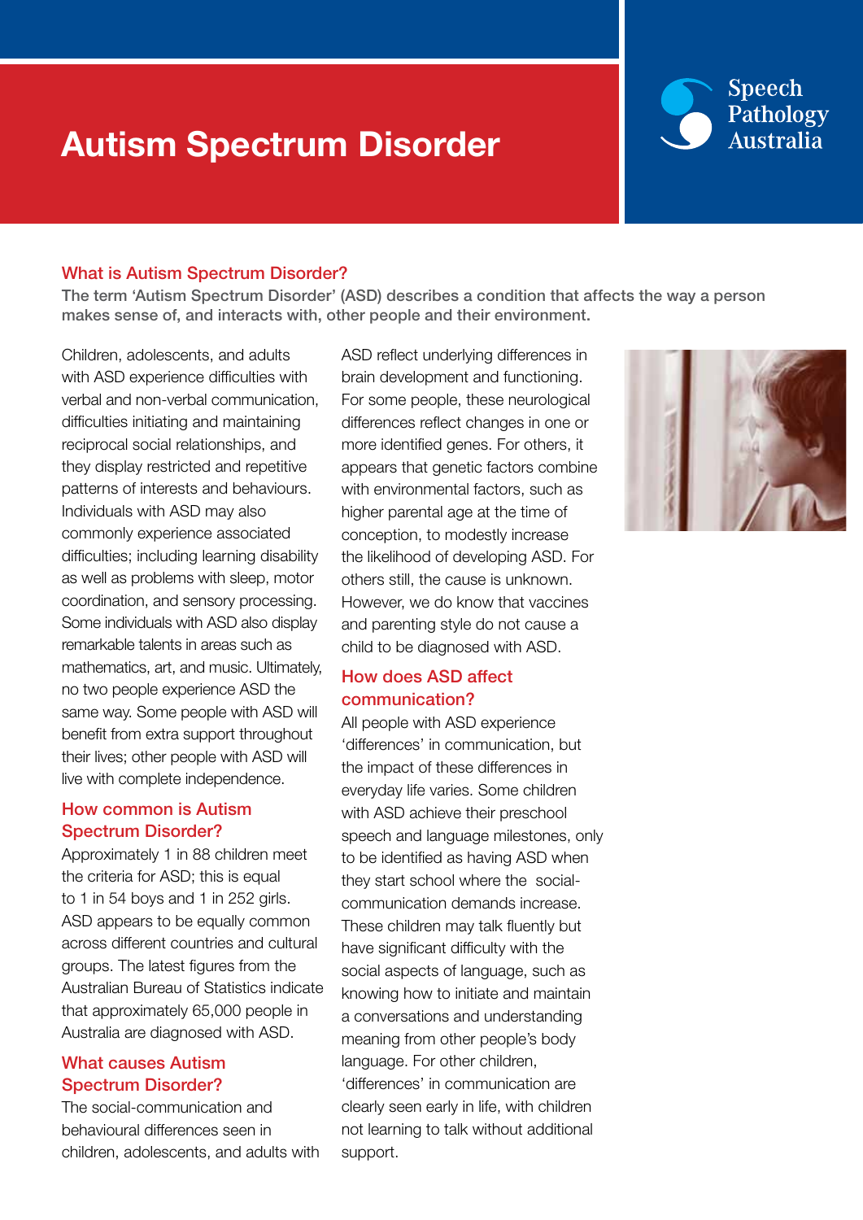# Autism Spectrum Disorder

Speech Pathology Australia

## What is Autism Spectrum Disorder?

**The term 'Autism Spectrum Disorder' (ASD) describes a condition that affects the way a person makes sense of, and interacts with, other people and their environment.**

Children, adolescents, and adults with ASD experience difficulties with verbal and non-verbal communication, difficulties initiating and maintaining reciprocal social relationships, and they display restricted and repetitive patterns of interests and behaviours. Individuals with ASD may also commonly experience associated difficulties; including learning disability as well as problems with sleep, motor coordination, and sensory processing. Some individuals with ASD also display remarkable talents in areas such as mathematics, art, and music. Ultimately, no two people experience ASD the same way. Some people with ASD will benefit from extra support throughout their lives; other people with ASD will live with complete independence.

## How common is Autism Spectrum Disorder?

Approximately 1 in 88 children meet the criteria for ASD; this is equal to 1 in 54 boys and 1 in 252 girls. ASD appears to be equally common across different countries and cultural groups. The latest figures from the Australian Bureau of Statistics indicate that approximately 65,000 people in Australia are diagnosed with ASD.

## What causes Autism Spectrum Disorder?

The social-communication and behavioural differences seen in children, adolescents, and adults with ASD reflect underlying differences in brain development and functioning. For some people, these neurological differences reflect changes in one or more identified genes. For others, it appears that genetic factors combine with environmental factors, such as higher parental age at the time of conception, to modestly increase the likelihood of developing ASD. For others still, the cause is unknown. However, we do know that vaccines and parenting style do not cause a child to be diagnosed with ASD.

## How does ASD affect communication?

All people with ASD experience 'differences' in communication, but the impact of these differences in everyday life varies. Some children with ASD achieve their preschool speech and language milestones, only to be identified as having ASD when they start school where the social-communication demands increase. These children may talk fluently but have significant difficulty with the social aspects of language, such as knowing how to initiate and maintain a conversations and understanding meaning from other people's body language. For other children, 'differences' in communication are clearly seen early in life, with children not learning to talk without additional support.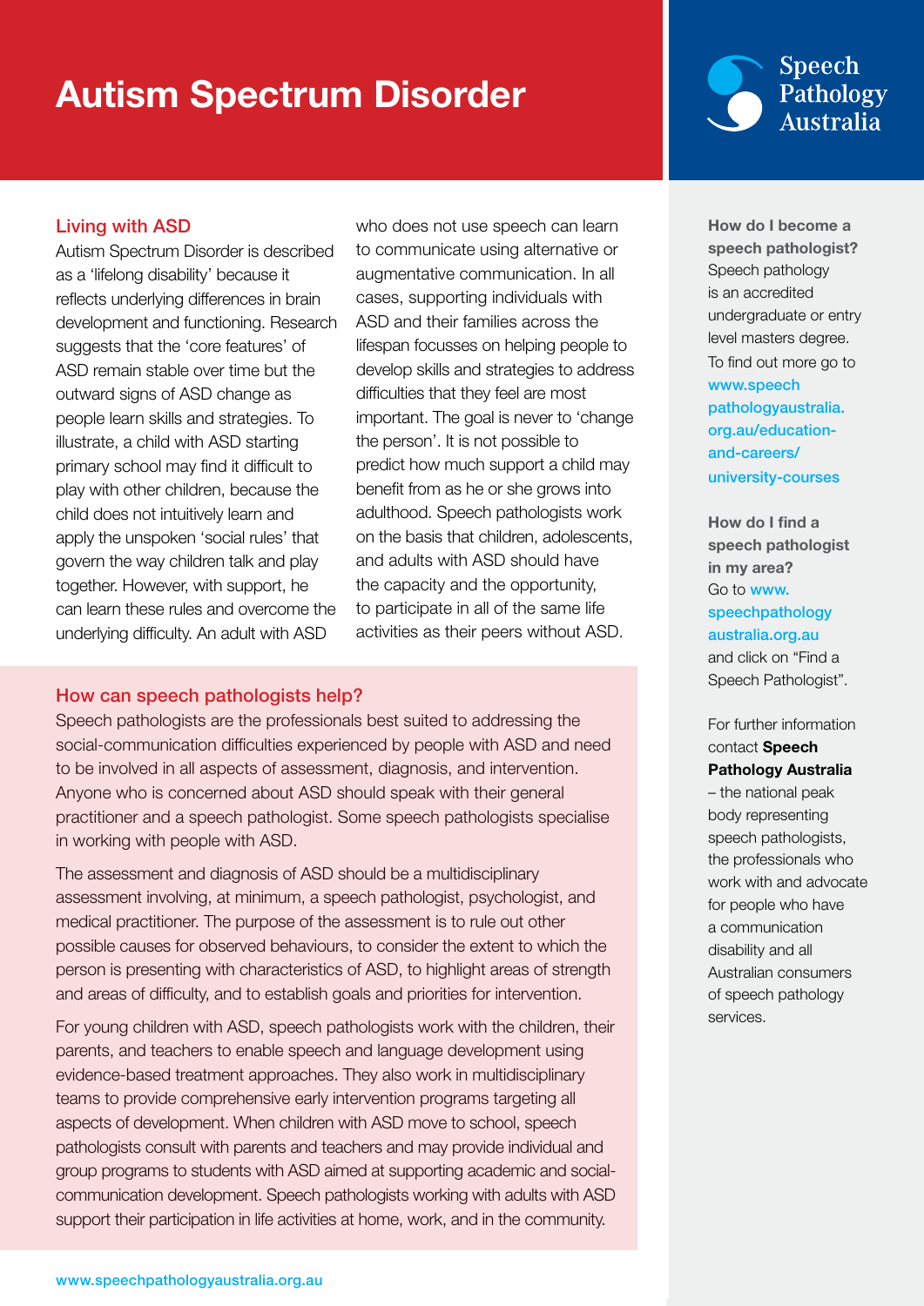# Autism Spectrum Disorder

Speech Pathology Australia

## Living with ASD

Autism Spectrum Disorder is described as a 'lifelong disability' because it reflects underlying differences in brain development and functioning. Research suggests that the 'core features' of ASD remain stable over time but the outward signs of ASD change as people learn skills and strategies. To illustrate, a child with ASD starting primary school may find it difficult to play with other children, because the child does not intuitively learn and apply the unspoken 'social rules' that govern the way children talk and play together. However, with support, he can learn these rules and overcome the underlying difficulty. An adult with ASD who does not use speech can learn to communicate using alternative or augmentative communication. In all cases, supporting individuals with ASD and their families across the lifespan focusses on helping people to develop skills and strategies to address difficulties that they feel are most important. The goal is never to 'change the person'. It is not possible to predict how much support a child may benefit from as he or she grows into adulthood. Speech pathologists work on the basis that children, adolescents, and adults with ASD should have the capacity and the opportunity, to participate in all of the same life activities as their peers without ASD.

## How can speech pathologists help?

Speech pathologists are the professionals best suited to addressing the social-communication difficulties experienced by people with ASD and need to be involved in all aspects of assessment, diagnosis, and intervention. Anyone who is concerned about ASD should speak with their general practitioner and a speech pathologist. Some speech pathologists specialise in working with people with ASD.

The assessment and diagnosis of ASD should be a multidisciplinary assessment involving, at minimum, a speech pathologist, psychologist, and medical practitioner. The purpose of the assessment is to rule out other possible causes for observed behaviours, to consider the extent to which the person is presenting with characteristics of ASD, to highlight areas of strength and areas of difficulty, and to establish goals and priorities for intervention.

For young children with ASD, speech pathologists work with the children, their parents, and teachers to enable speech and language development using evidence-based treatment approaches. They also work in multidisciplinary teams to provide comprehensive early intervention programs targeting all aspects of development. When children with ASD move to school, speech pathologists consult with parents and teachers and may provide individual and group programs to students with ASD aimed at supporting academic and social-communication development. Speech pathologists working with adults with ASD support their participation in life activities at home, work, and in the community.

**How do I become a speech pathologist?**
Speech pathology is an accredited undergraduate or entry level masters degree. To find out more go to www.speechpathologyaustralia.org.au/education-and-careers/university-courses

**How do I find a speech pathologist in my area?**
Go to www.speechpathologyaustralia.org.au and click on "Find a Speech Pathologist".

For further information contact **Speech Pathology Australia** – the national peak body representing speech pathologists, the professionals who work with and advocate for people who have a communication disability and all Australian consumers of speech pathology services.

www.speechpathologyaustralia.org.au